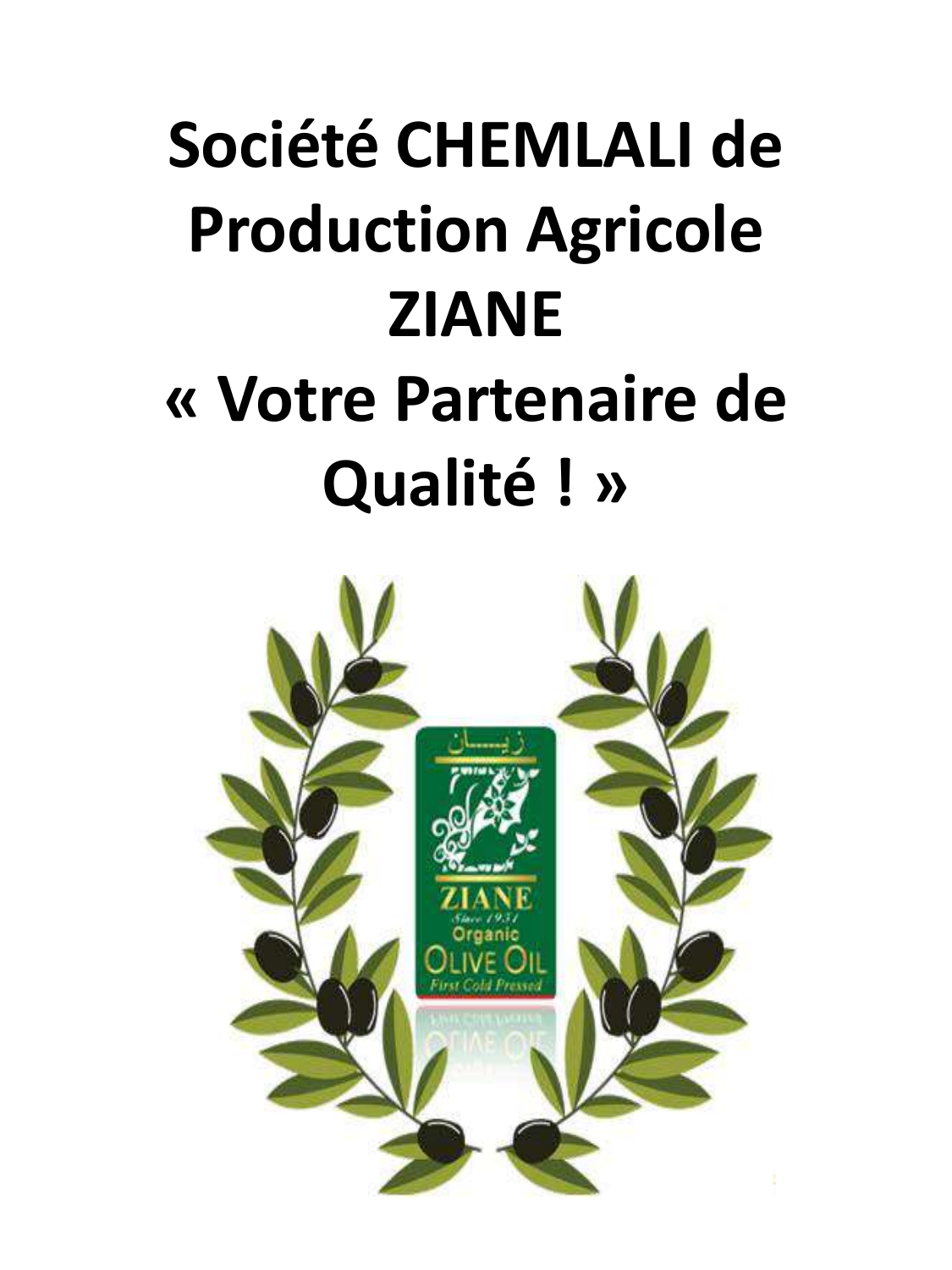# Société CHEMLALI de Production Agricole ZIANE

# « Votre Partenaire de Qualité ! »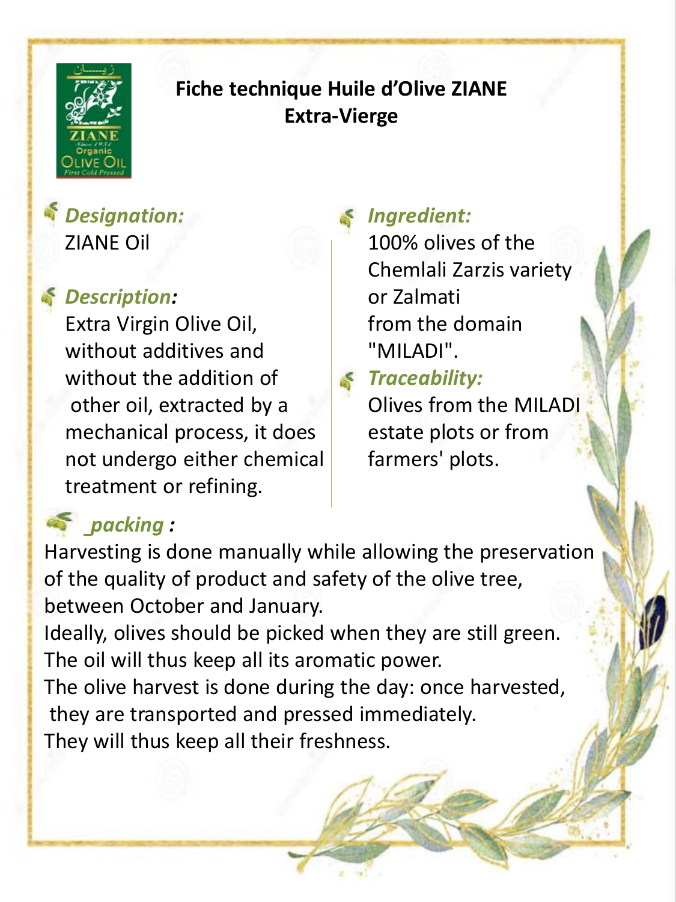# Fiche technique Huile d'Olive ZIANE Extra-Vierge

***Designation:***
ZIANE Oil

***Description:***
Extra Virgin Olive Oil, without additives and without the addition of other oil, extracted by a mechanical process, it does not undergo either chemical treatment or refining.

***Ingredient:***
100% olives of the Chemlali Zarzis variety or Zalmati from the domain "MILADI".

***Traceability:***
Olives from the MILADI estate plots or from farmers' plots.

***_packing :***
Harvesting is done manually while allowing the preservation of the quality of product and safety of the olive tree, between October and January.
Ideally, olives should be picked when they are still green. The oil will thus keep all its aromatic power.
The olive harvest is done during the day: once harvested, they are transported and pressed immediately.
They will thus keep all their freshness.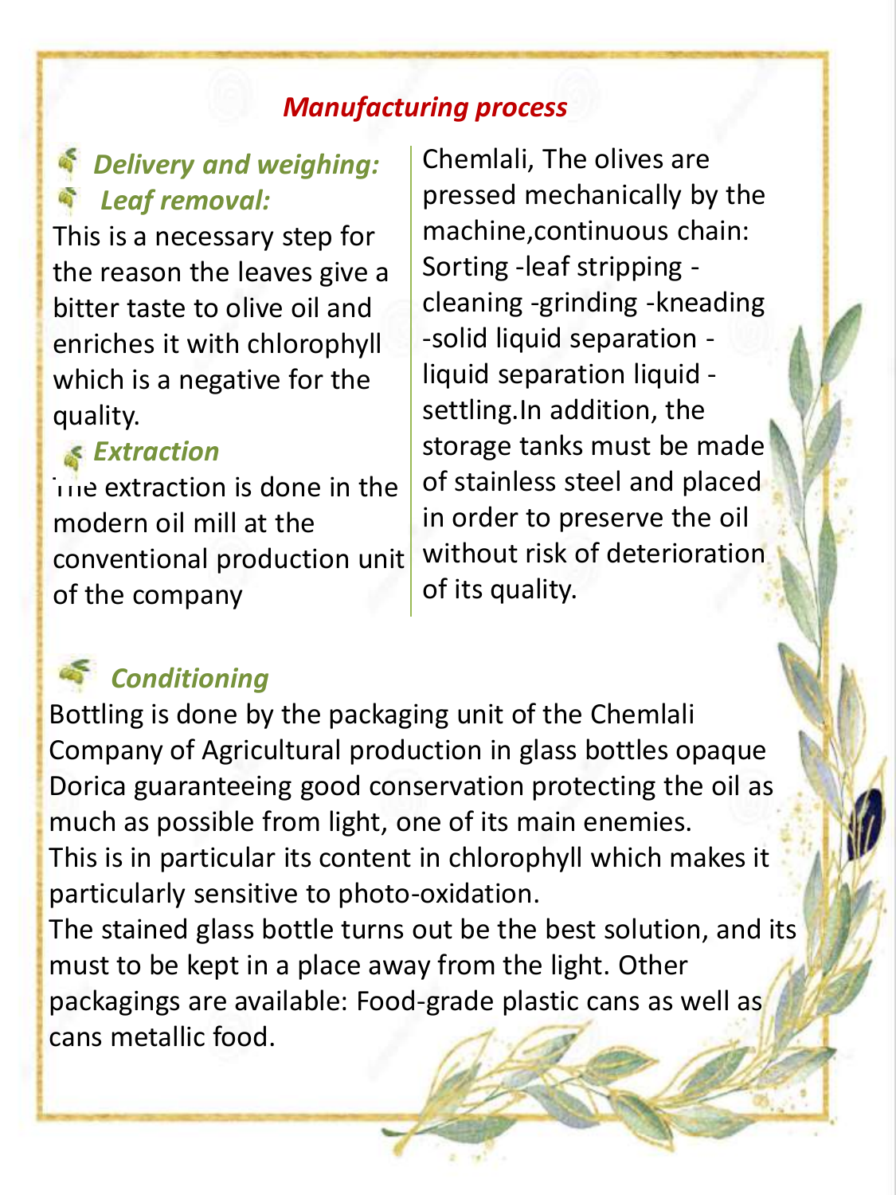## *Manufacturing process*

### *Delivery and weighing:*

### *Leaf removal:*

This is a necessary step for the reason the leaves give a bitter taste to olive oil and enriches it with chlorophyll which is a negative for the quality.

### *Extraction*

The extraction is done in the modern oil mill at the conventional production unit of the company Chemlali, The olives are pressed mechanically by the machine,continuous chain: Sorting -leaf stripping -cleaning -grinding -kneading -solid liquid separation -liquid separation liquid -settling.In addition, the storage tanks must be made of stainless steel and placed in order to preserve the oil without risk of deterioration of its quality.

### *Conditioning*

Bottling is done by the packaging unit of the Chemlali Company of Agricultural production in glass bottles opaque Dorica guaranteeing good conservation protecting the oil as much as possible from light, one of its main enemies.
This is in particular its content in chlorophyll which makes it particularly sensitive to photo-oxidation.
The stained glass bottle turns out be the best solution, and its must to be kept in a place away from the light. Other packagings are available: Food-grade plastic cans as well as cans metallic food.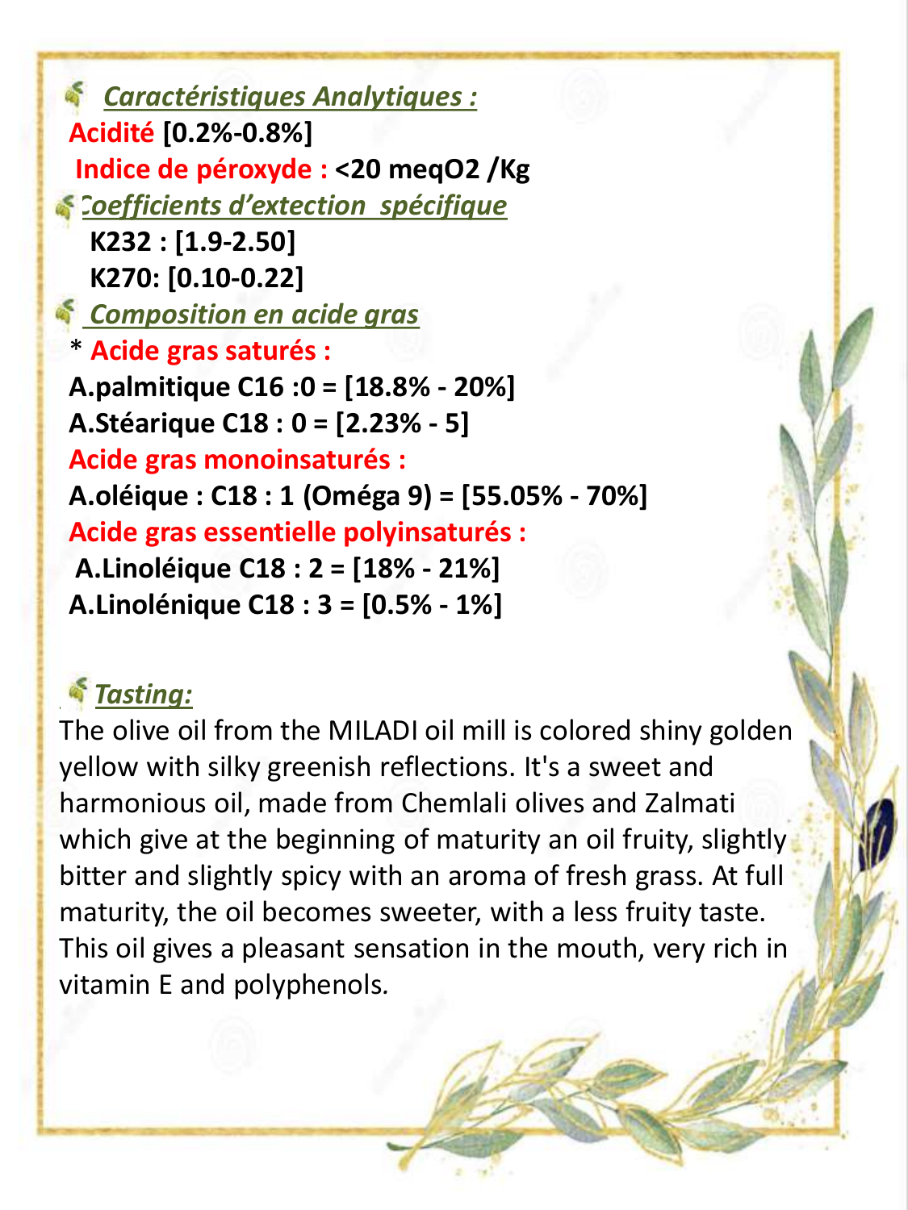## *Caractéristiques Analytiques :*

**Acidité [0.2%-0.8%]**

**Indice de péroxyde : <20 meqO2 /Kg**

## *Coefficients d'extection spécifique*

**K232 : [1.9-2.50]**

**K270: [0.10-0.22]**

## *Composition en acide gras*

\* **Acide gras saturés :**

**A.palmitique C16 :0 = [18.8% - 20%]**

**A.Stéarique C18 : 0 = [2.23% - 5]**

**Acide gras monoinsaturés :**

**A.oléique : C18 : 1 (Oméga 9) = [55.05% - 70%]**

**Acide gras essentielle polyinsaturés :**

**A.Linoléique C18 : 2 = [18% - 21%]**

**A.Linolénique C18 : 3 = [0.5% - 1%]**

## *Tasting:*

The olive oil from the MILADI oil mill is colored shiny golden yellow with silky greenish reflections. It's a sweet and harmonious oil, made from Chemlali olives and Zalmati which give at the beginning of maturity an oil fruity, slightly bitter and slightly spicy with an aroma of fresh grass. At full maturity, the oil becomes sweeter, with a less fruity taste. This oil gives a pleasant sensation in the mouth, very rich in vitamin E and polyphenols.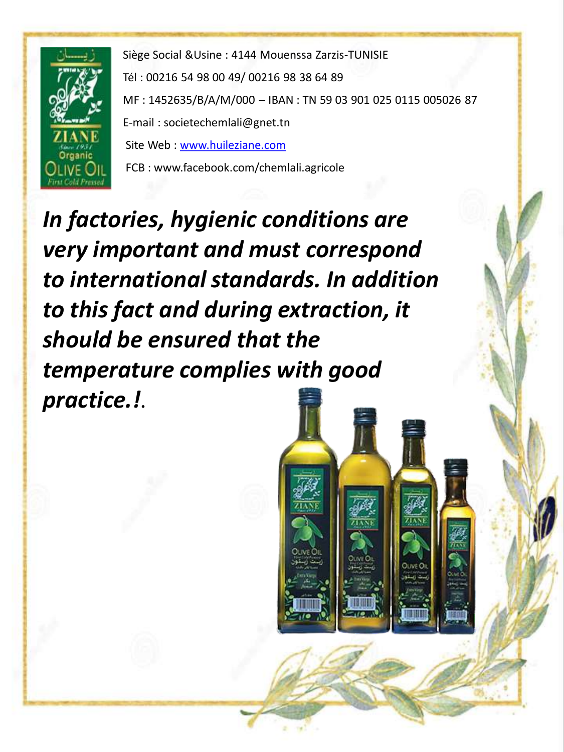Siège Social &Usine : 4144 Mouenssa Zarzis-TUNISIE

Tél : 00216 54 98 00 49/ 00216 98 38 64 89

MF : 1452635/B/A/M/000 – IBAN : TN 59 03 901 025 0115 005026 87

E-mail : societechemlali@gnet.tn

Site Web : [www.huileziane.com](http://www.huileziane.com)

FCB : www.facebook.com/chemlali.agricole

***In factories, hygienic conditions are very important and must correspond to international standards. In addition to this fact and during extraction, it should be ensured that the temperature complies with good practice.!***.